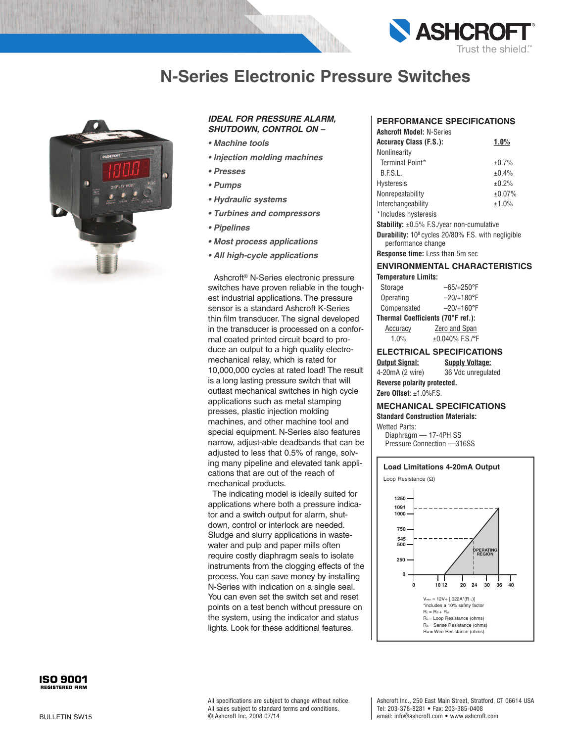# N-Series Electronic Pressure Switches

***IDEAL FOR PRESSURE ALARM, SHUTDOWN, CONTROL ON –***

- ***Machine tools***
- ***Injection molding machines***
- ***Presses***
- ***Pumps***
- ***Hydraulic systems***
- ***Turbines and compressors***
- ***Pipelines***
- ***Most process applications***
- ***All high-cycle applications***

Ashcroft® N-Series electronic pressure switches have proven reliable in the toughest industrial applications. The pressure sensor is a standard Ashcroft K-Series thin film transducer. The signal developed in the transducer is processed on a conformal coated printed circuit board to produce an output to a high quality electromechanical relay, which is rated for 10,000,000 cycles at rated load! The result is a long lasting pressure switch that will outlast mechanical switches in high cycle applications such as metal stamping presses, plastic injection molding machines, and other machine tool and special equipment. N-Series also features narrow, adjust-able deadbands that can be adjusted to less that 0.5% of range, solving many pipeline and elevated tank applications that are out of the reach of mechanical products.

The indicating model is ideally suited for applications where both a pressure indicator and a switch output for alarm, shutdown, control or interlock are needed. Sludge and slurry applications in wastewater and pulp and paper mills often require costly diaphragm seals to isolate instruments from the clogging effects of the process. You can save money by installing N-Series with indication on a single seal. You can even set the switch set and reset points on a test bench without pressure on the system, using the indicator and status lights. Look for these additional features.

## PERFORMANCE SPECIFICATIONS

**Ashcroft Model:** N-Series

| **Accuracy Class (F.S.):** | **1.0%** |
|---|---|
| Nonlinearity | |
| Terminal Point* | ±0.7% |
| B.F.S.L. | ±0.4% |
| Hysteresis | ±0.2% |
| Nonrepeatability | ±0.07% |
| Interchangeability | ±1.0% |

*Includes hysteresis

**Stability:** ±0.5% F.S./year non-cumulative

**Durability:** $10^8$ cycles 20/80% F.S. with negligible performance change

**Response time:** Less than 5m sec

## ENVIRONMENTAL CHARACTERISTICS

**Temperature Limits:**

| | |
|---|---|
| Storage | –65/+250°F |
| Operating | –20/+180°F |
| Compensated | –20/+160°F |

**Thermal Coefficients (70°F ref.):**

| Accuracy | Zero and Span |
|---|---|
| 1.0% | ±0.040% F.S./°F |

## ELECTRICAL SPECIFICATIONS

| Output Signal: | Supply Voltage: |
|---|---|
| 4-20mA (2 wire) | 36 Vdc unregulated |

**Reverse polarity protected.**

**Zero Offset:** ±1.0%F.S.

## MECHANICAL SPECIFICATIONS

**Standard Construction Materials:**

Wetted Parts:
- Diaphragm — 17-4PH SS
- Pressure Connection —316SS

**Load Limitations 4-20mA Output**

Loop Resistance (Ω)

$V_{min} = 12V + [.022A^{*}(R_L)]$

*includes a 10% safety factor

$R_L = R_S + R_W$

$R_L$ = Loop Resistance (ohms)

$R_S$ = Sense Resistance (ohms)

$R_W$ = Wire Resistance (ohms)

ISO 9001 REGISTERED FIRM

BULLETIN SW15

All specifications are subject to change without notice.
All sales subject to standard terms and conditions.
© Ashcroft Inc. 2008 07/14

Ashcroft Inc., 250 East Main Street, Stratford, CT 06614 USA
Tel: 203-378-8281 • Fax: 203-385-0408
email: info@ashcroft.com • www.ashcroft.com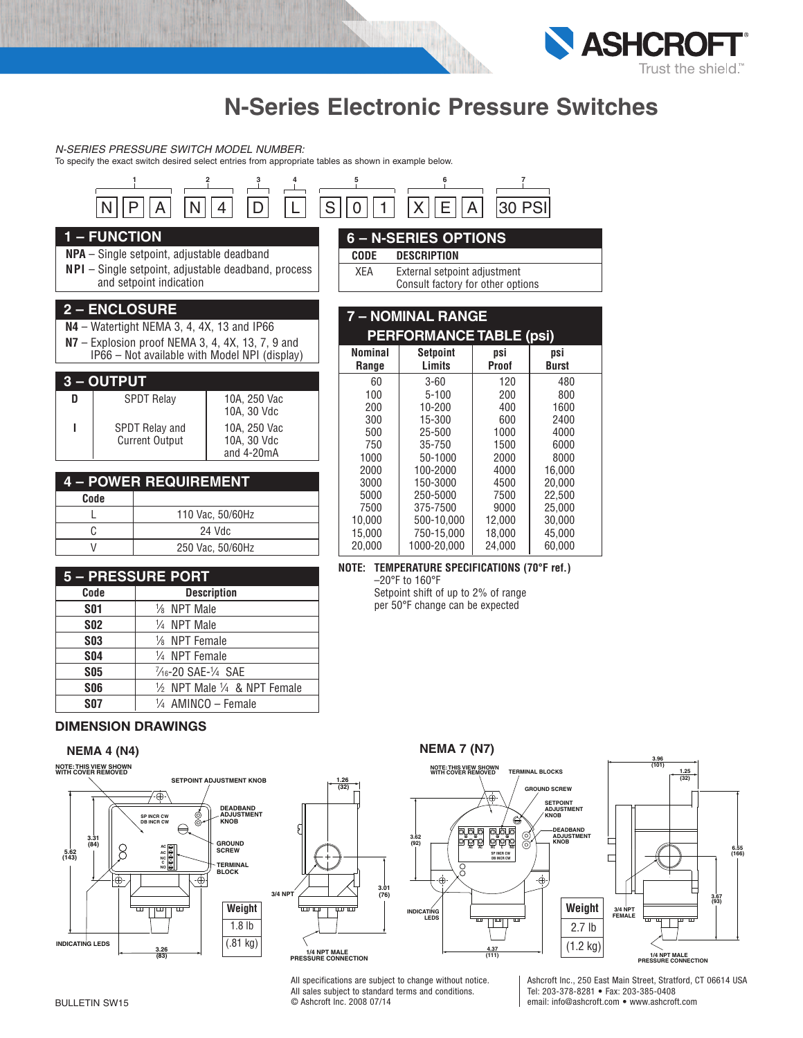# N-Series Electronic Pressure Switches

*N-SERIES PRESSURE SWITCH MODEL NUMBER:*
To specify the exact switch desired select entries from appropriate tables as shown in example below.

| 1 | 2 | 3 | 4 | 5 | 6 | 7 |
|---|---|---|---|---|---|---|
| N P A | N 4 | D | L | S 0 1 | X E A | 30 PSI |

## 1 – FUNCTION

**NPA** – Single setpoint, adjustable deadband
**NPI** – Single setpoint, adjustable deadband, process and setpoint indication

## 2 – ENCLOSURE

**N4** – Watertight NEMA 3, 4, 4X, 13 and IP66
**N7** – Explosion proof NEMA 3, 4, 4X, 13, 7, 9 and IP66 – Not available with Model NPI (display)

## 3 – OUTPUT

| | | |
|---|---|---|
| D | SPDT Relay | 10A, 250 Vac<br>10A, 30 Vdc |
| I | SPDT Relay and Current Output | 10A, 250 Vac<br>10A, 30 Vdc<br>and 4-20mA |

## 4 – POWER REQUIREMENT

| Code | |
|---|---|
| L | 110 Vac, 50/60Hz |
| C | 24 Vdc |
| V | 250 Vac, 50/60Hz |

## 5 – PRESSURE PORT

| Code | Description |
|---|---|
| **S01** | ⅛ NPT Male |
| **S02** | ¼ NPT Male |
| **S03** | ⅛ NPT Female |
| **S04** | ¼ NPT Female |
| **S05** | 7⁄16-20 SAE-¼ SAE |
| **S06** | ½ NPT Male ¼ & NPT Female |
| **S07** | ¼ AMINCO – Female |

## 6 – N-SERIES OPTIONS

| CODE | DESCRIPTION |
|---|---|
| XEA | External setpoint adjustment<br>Consult factory for other options |

## 7 – NOMINAL RANGE PERFORMANCE TABLE (psi)

| Nominal Range | Setpoint Limits | psi Proof | psi Burst |
|---|---|---|---|
| 60 | 3-60 | 120 | 480 |
| 100 | 5-100 | 200 | 800 |
| 200 | 10-200 | 400 | 1600 |
| 300 | 15-300 | 600 | 2400 |
| 500 | 25-500 | 1000 | 4000 |
| 750 | 35-750 | 1500 | 6000 |
| 1000 | 50-1000 | 2000 | 8000 |
| 2000 | 100-2000 | 4000 | 16,000 |
| 3000 | 150-3000 | 4500 | 20,000 |
| 5000 | 250-5000 | 7500 | 22,500 |
| 7500 | 375-7500 | 9000 | 25,000 |
| 10,000 | 500-10,000 | 12,000 | 30,000 |
| 15,000 | 750-15,000 | 18,000 | 45,000 |
| 20,000 | 1000-20,000 | 24,000 | 60,000 |

**NOTE: TEMPERATURE SPECIFICATIONS (70°F ref.)**
–20°F to 160°F
Setpoint shift of up to 2% of range per 50°F change can be expected

## DIMENSION DRAWINGS

### NEMA 4 (N4)

NOTE: THIS VIEW SHOWN WITH COVER REMOVED
SETPOINT ADJUSTMENT KNOB
DEADBAND ADJUSTMENT KNOB
SP INCR CW
DB INCR CW
GROUND SCREW
TERMINAL BLOCK
AC AC NC C NO
INDICATING LEDS
3.31 (84)
5.62 (143)
3.26 (83)
1.26 (32)
3/4 NPT
3.01 (76)
1/4 NPT MALE PRESSURE CONNECTION

| Weight |
|---|
| 1.8 lb |
| (.81 kg) |

### NEMA 7 (N7)

NOTE: THIS VIEW SHOWN WITH COVER REMOVED
TERMINAL BLOCKS
GROUND SCREW
SETPOINT ADJUSTMENT KNOB
DEADBAND ADJUSTMENT KNOB
SP INCR CW
DB INCR CW
INDICATING LEDS
3.62 (92)
4.37 (111)
3.96 (101)
1.25 (32)
6.55 (166)
3.67 (93)
3/4 NPT FEMALE
1/4 NPT MALE PRESSURE CONNECTION

| Weight |
|---|
| 2.7 lb |
| (1.2 kg) |

BULLETIN SW15

All specifications are subject to change without notice.
All sales subject to standard terms and conditions.
© Ashcroft Inc. 2008 07/14

Ashcroft Inc., 250 East Main Street, Stratford, CT 06614 USA
Tel: 203-378-8281 • Fax: 203-385-0408
email: info@ashcroft.com • www.ashcroft.com